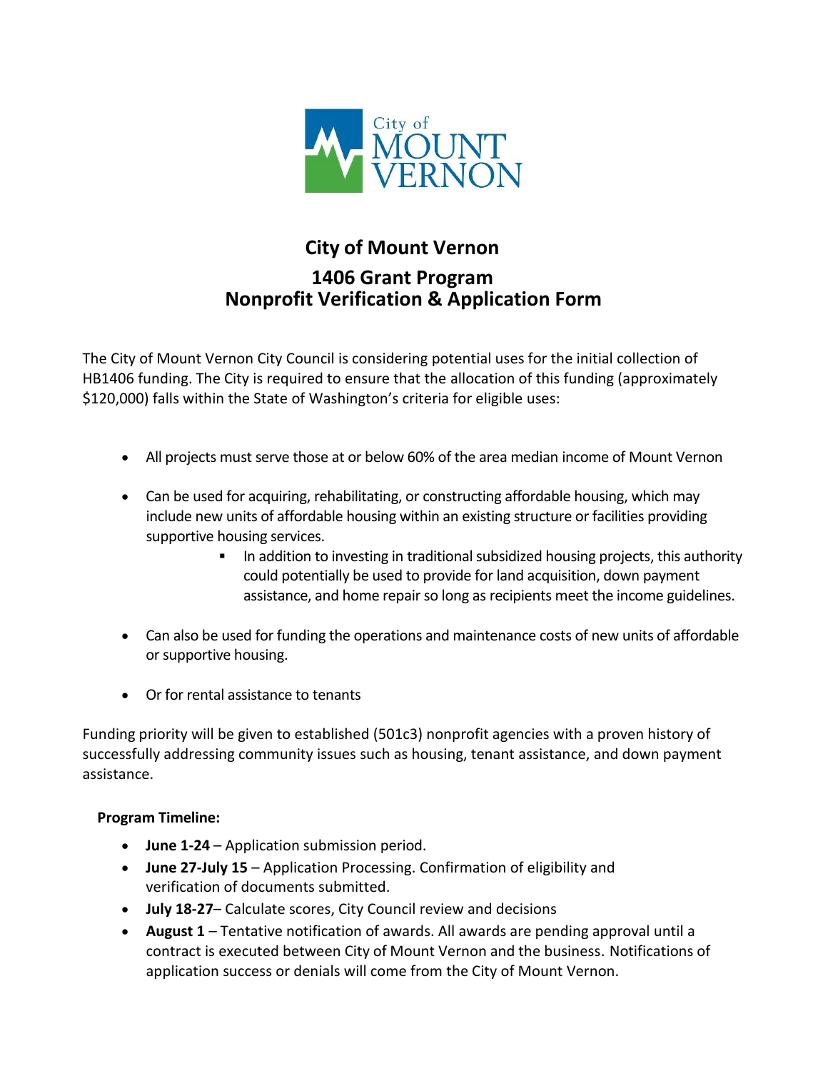# City of Mount Vernon

## 1406 Grant Program
## Nonprofit Verification & Application Form

The City of Mount Vernon City Council is considering potential uses for the initial collection of HB1406 funding. The City is required to ensure that the allocation of this funding (approximately $120,000) falls within the State of Washington's criteria for eligible uses:

- All projects must serve those at or below 60% of the area median income of Mount Vernon
- Can be used for acquiring, rehabilitating, or constructing affordable housing, which may include new units of affordable housing within an existing structure or facilities providing supportive housing services.
  - In addition to investing in traditional subsidized housing projects, this authority could potentially be used to provide for land acquisition, down payment assistance, and home repair so long as recipients meet the income guidelines.
- Can also be used for funding the operations and maintenance costs of new units of affordable or supportive housing.
- Or for rental assistance to tenants

Funding priority will be given to established (501c3) nonprofit agencies with a proven history of successfully addressing community issues such as housing, tenant assistance, and down payment assistance.

**Program Timeline:**

- **June 1-24** – Application submission period.
- **June 27-July 15** – Application Processing. Confirmation of eligibility and verification of documents submitted.
- **July 18-27**– Calculate scores, City Council review and decisions
- **August 1** – Tentative notification of awards. All awards are pending approval until a contract is executed between City of Mount Vernon and the business. Notifications of application success or denials will come from the City of Mount Vernon.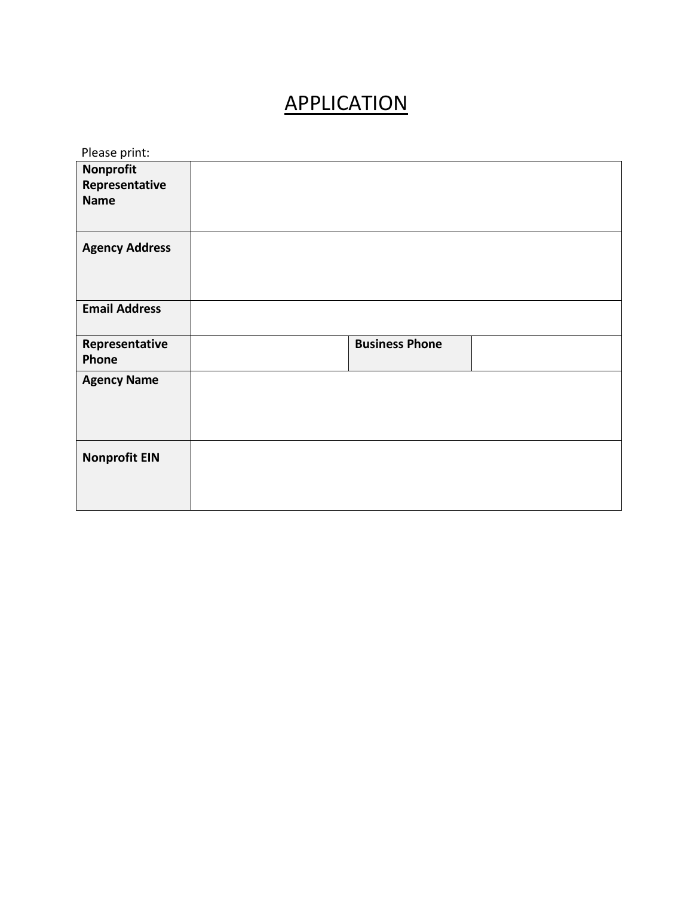# APPLICATION

Please print:

| | | | |
|---|---|---|---|
| **Nonprofit Representative Name** | | | |
| **Agency Address** | | | |
| **Email Address** | | | |
| **Representative Phone** | | **Business Phone** | |
| **Agency Name** | | | |
| **Nonprofit EIN** | | | |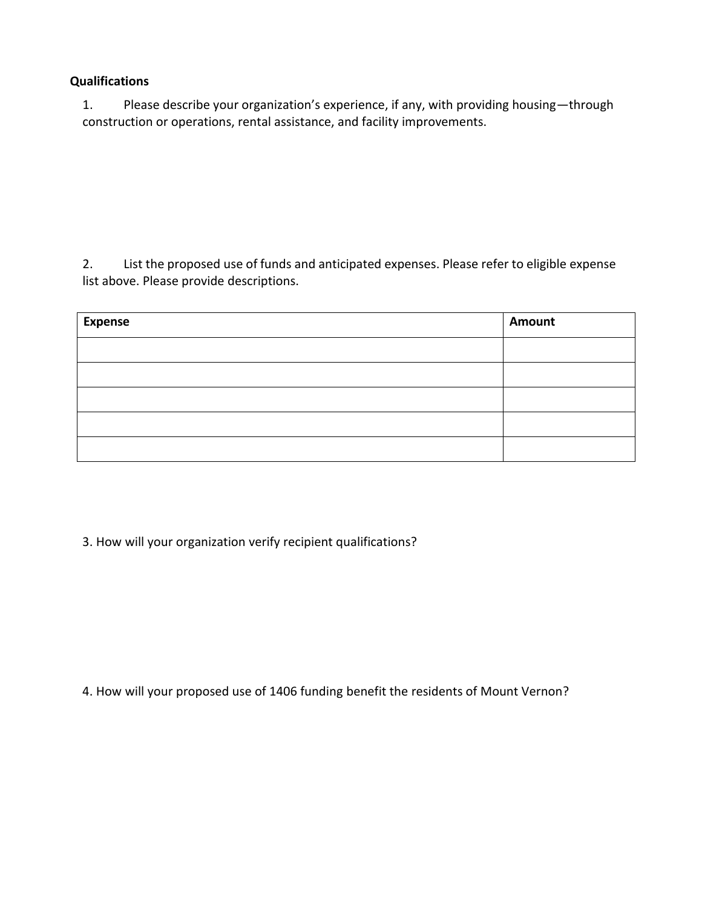**Qualifications**

1. Please describe your organization's experience, if any, with providing housing—through construction or operations, rental assistance, and facility improvements.

2. List the proposed use of funds and anticipated expenses. Please refer to eligible expense list above. Please provide descriptions.

| Expense | Amount |
|---|---|
| | |
| | |
| | |
| | |
| | |

3. How will your organization verify recipient qualifications?

4. How will your proposed use of 1406 funding benefit the residents of Mount Vernon?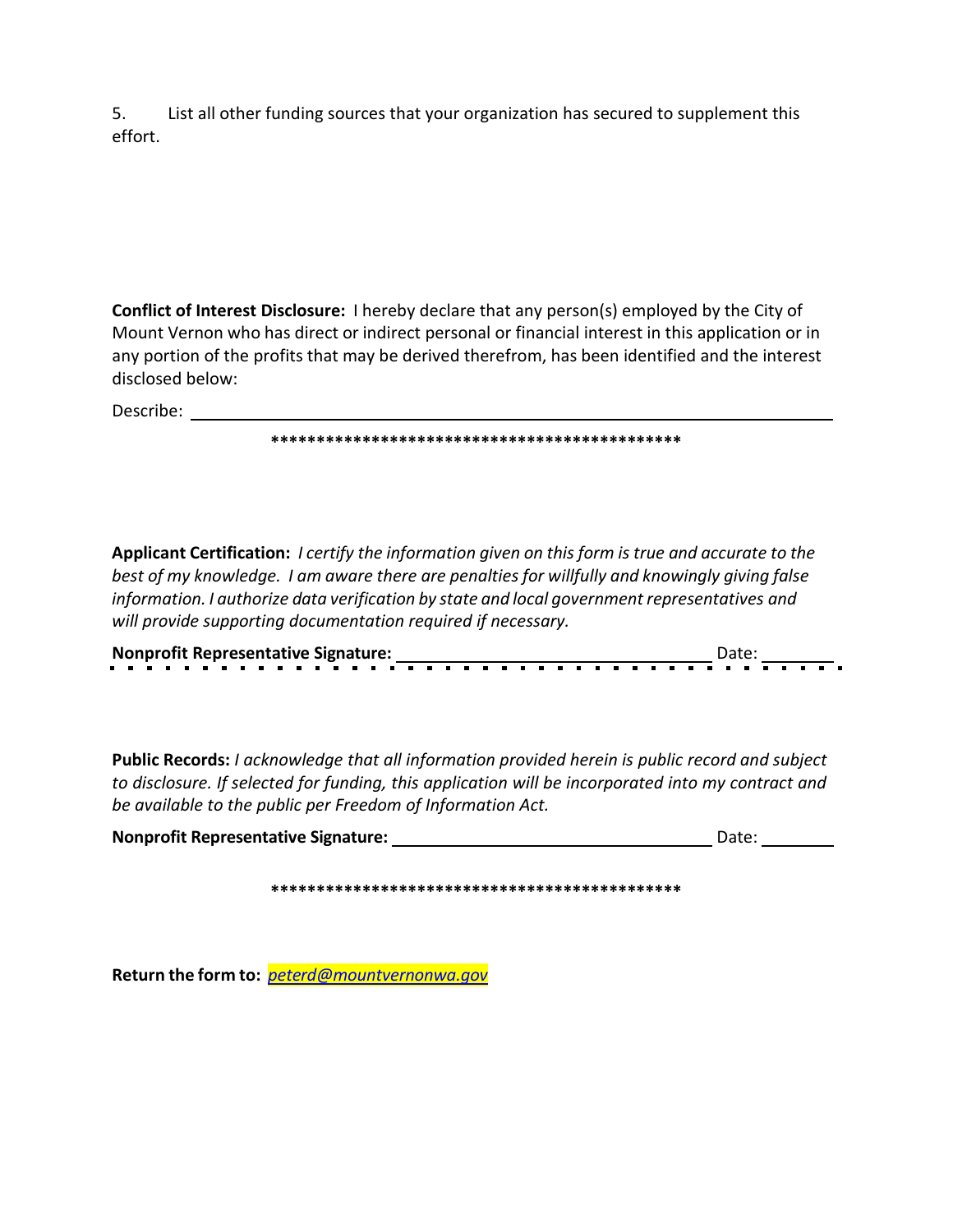5. List all other funding sources that your organization has secured to supplement this effort.

**Conflict of Interest Disclosure:** I hereby declare that any person(s) employed by the City of Mount Vernon who has direct or indirect personal or financial interest in this application or in any portion of the profits that may be derived therefrom, has been identified and the interest disclosed below:

Describe: ______________________________________________________________________

**********************************************

**Applicant Certification:** *I certify the information given on this form is true and accurate to the best of my knowledge. I am aware there are penalties for willfully and knowingly giving false information. I authorize data verification by state and local government representatives and will provide supporting documentation required if necessary.*

**Nonprofit Representative Signature:** ______________________________ Date: ________

**Public Records:** *I acknowledge that all information provided herein is public record and subject to disclosure. If selected for funding, this application will be incorporated into my contract and be available to the public per Freedom of Information Act.*

**Nonprofit Representative Signature:** ______________________________ Date: ________

**********************************************

**Return the form to:** *peterd@mountvernonwa.gov*